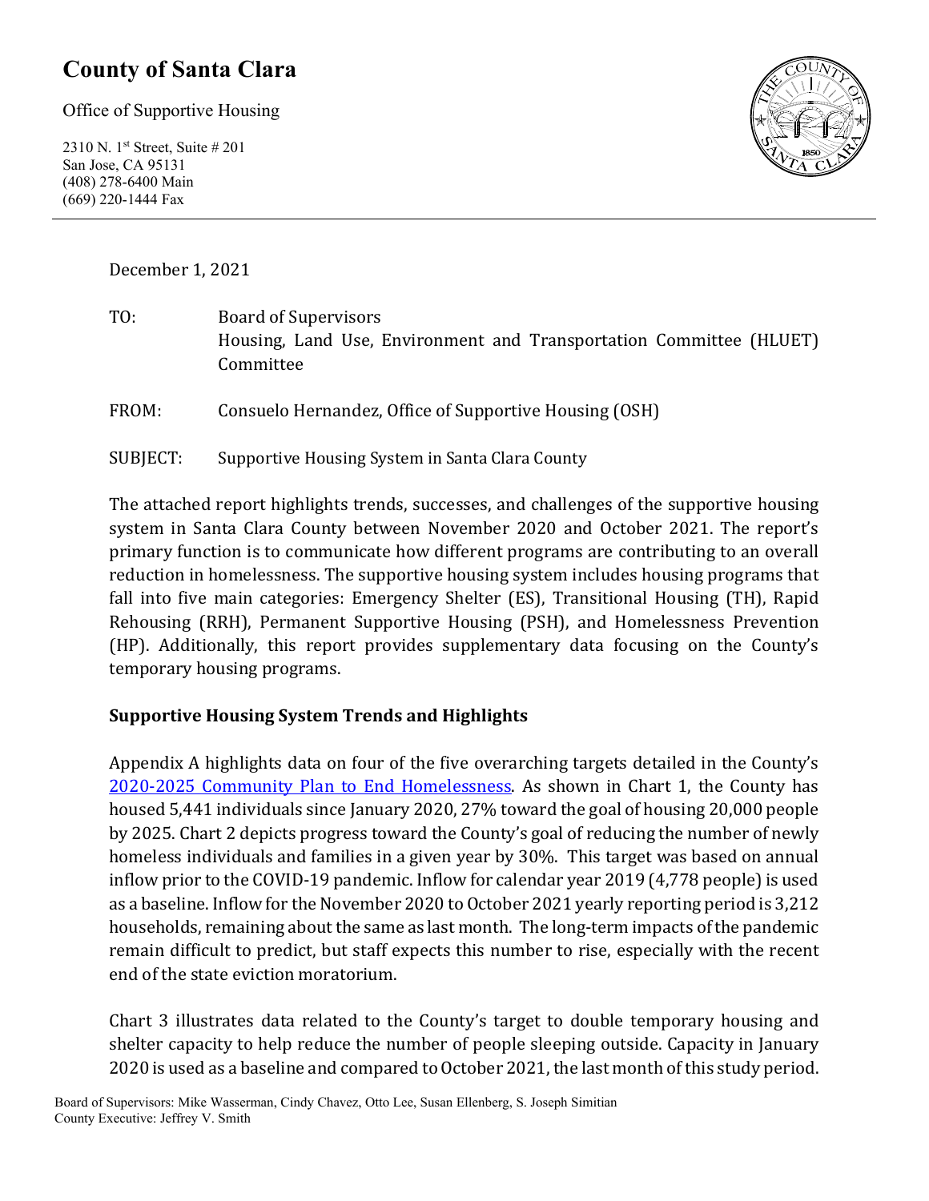# County of Santa Clara

Office of Supportive Housing

2310 N. 1st Street, Suite # 201
San Jose, CA 95131
(408) 278-6400 Main
(669) 220-1444 Fax

December 1, 2021

TO: Board of Supervisors
Housing, Land Use, Environment and Transportation Committee (HLUET) Committee

FROM: Consuelo Hernandez, Office of Supportive Housing (OSH)

SUBJECT: Supportive Housing System in Santa Clara County

The attached report highlights trends, successes, and challenges of the supportive housing system in Santa Clara County between November 2020 and October 2021. The report's primary function is to communicate how different programs are contributing to an overall reduction in homelessness. The supportive housing system includes housing programs that fall into five main categories: Emergency Shelter (ES), Transitional Housing (TH), Rapid Rehousing (RRH), Permanent Supportive Housing (PSH), and Homelessness Prevention (HP). Additionally, this report provides supplementary data focusing on the County's temporary housing programs.

**Supportive Housing System Trends and Highlights**

Appendix A highlights data on four of the five overarching targets detailed in the County's 2020-2025 Community Plan to End Homelessness. As shown in Chart 1, the County has housed 5,441 individuals since January 2020, 27% toward the goal of housing 20,000 people by 2025. Chart 2 depicts progress toward the County's goal of reducing the number of newly homeless individuals and families in a given year by 30%. This target was based on annual inflow prior to the COVID-19 pandemic. Inflow for calendar year 2019 (4,778 people) is used as a baseline. Inflow for the November 2020 to October 2021 yearly reporting period is 3,212 households, remaining about the same as last month. The long-term impacts of the pandemic remain difficult to predict, but staff expects this number to rise, especially with the recent end of the state eviction moratorium.

Chart 3 illustrates data related to the County's target to double temporary housing and shelter capacity to help reduce the number of people sleeping outside. Capacity in January 2020 is used as a baseline and compared to October 2021, the last month of this study period.

Board of Supervisors: Mike Wasserman, Cindy Chavez, Otto Lee, Susan Ellenberg, S. Joseph Simitian
County Executive: Jeffrey V. Smith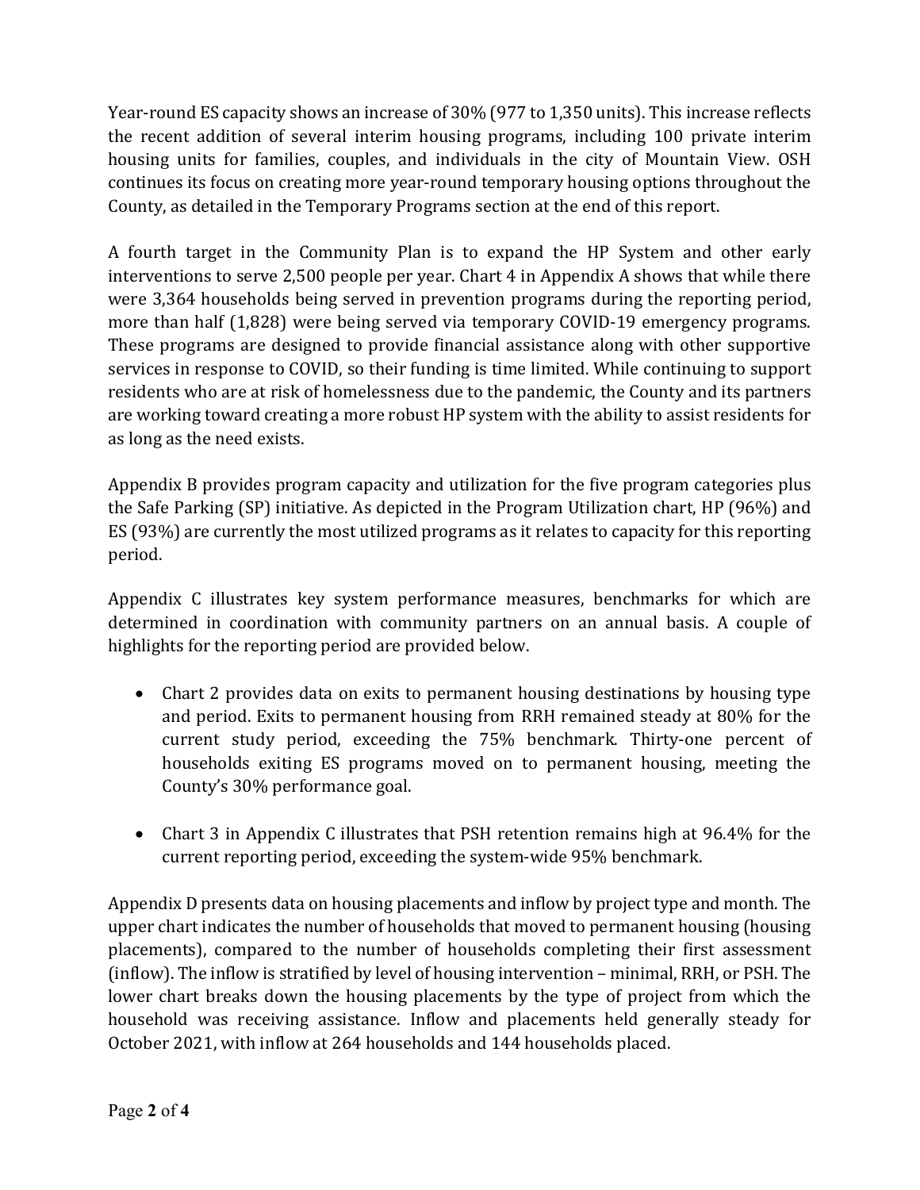Year-round ES capacity shows an increase of 30% (977 to 1,350 units). This increase reflects the recent addition of several interim housing programs, including 100 private interim housing units for families, couples, and individuals in the city of Mountain View. OSH continues its focus on creating more year-round temporary housing options throughout the County, as detailed in the Temporary Programs section at the end of this report.

A fourth target in the Community Plan is to expand the HP System and other early interventions to serve 2,500 people per year. Chart 4 in Appendix A shows that while there were 3,364 households being served in prevention programs during the reporting period, more than half (1,828) were being served via temporary COVID-19 emergency programs. These programs are designed to provide financial assistance along with other supportive services in response to COVID, so their funding is time limited. While continuing to support residents who are at risk of homelessness due to the pandemic, the County and its partners are working toward creating a more robust HP system with the ability to assist residents for as long as the need exists.

Appendix B provides program capacity and utilization for the five program categories plus the Safe Parking (SP) initiative. As depicted in the Program Utilization chart, HP (96%) and ES (93%) are currently the most utilized programs as it relates to capacity for this reporting period.

Appendix C illustrates key system performance measures, benchmarks for which are determined in coordination with community partners on an annual basis. A couple of highlights for the reporting period are provided below.

- Chart 2 provides data on exits to permanent housing destinations by housing type and period. Exits to permanent housing from RRH remained steady at 80% for the current study period, exceeding the 75% benchmark. Thirty-one percent of households exiting ES programs moved on to permanent housing, meeting the County's 30% performance goal.

- Chart 3 in Appendix C illustrates that PSH retention remains high at 96.4% for the current reporting period, exceeding the system-wide 95% benchmark.

Appendix D presents data on housing placements and inflow by project type and month. The upper chart indicates the number of households that moved to permanent housing (housing placements), compared to the number of households completing their first assessment (inflow). The inflow is stratified by level of housing intervention – minimal, RRH, or PSH. The lower chart breaks down the housing placements by the type of project from which the household was receiving assistance. Inflow and placements held generally steady for October 2021, with inflow at 264 households and 144 households placed.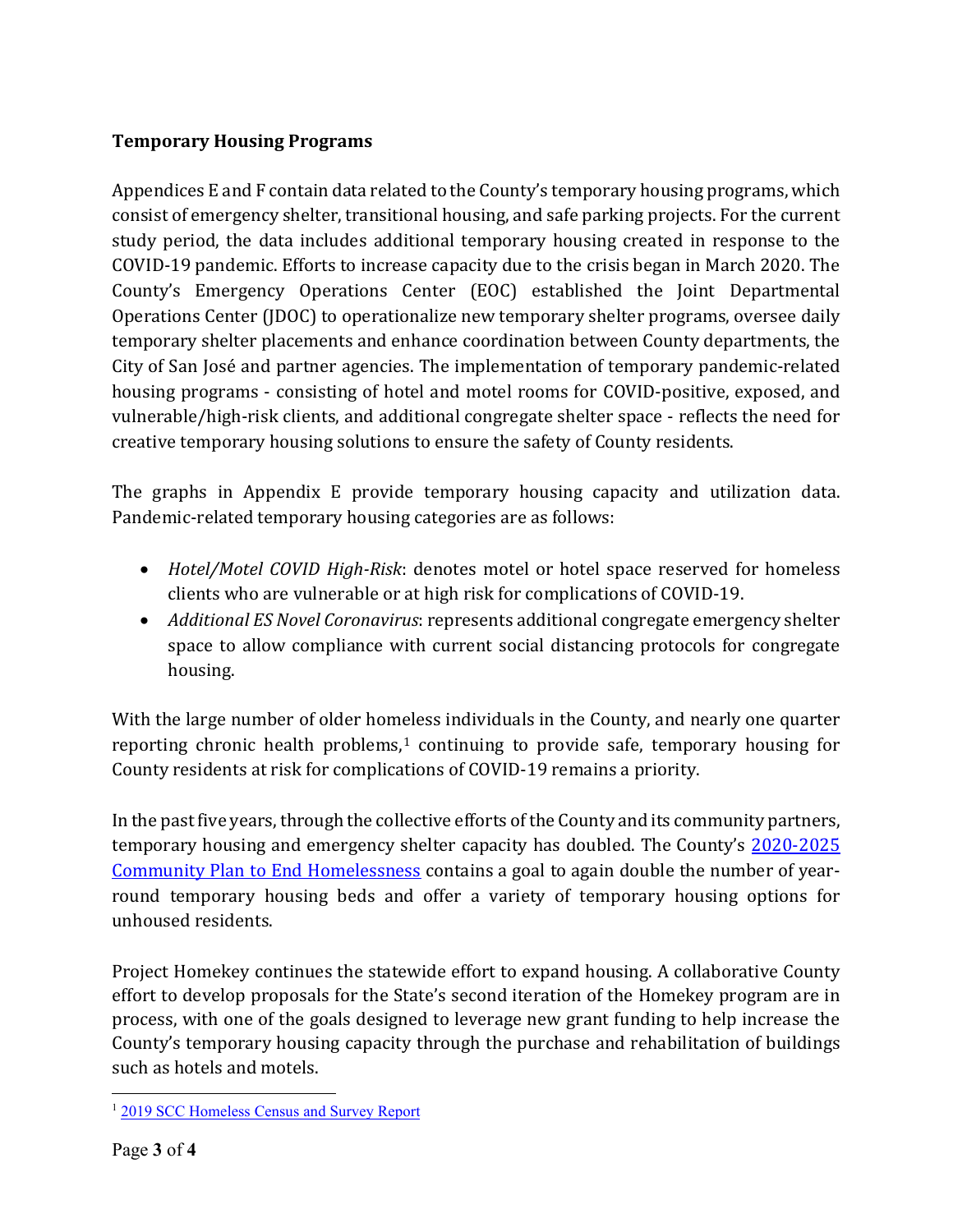**Temporary Housing Programs**

Appendices E and F contain data related to the County's temporary housing programs, which consist of emergency shelter, transitional housing, and safe parking projects. For the current study period, the data includes additional temporary housing created in response to the COVID-19 pandemic. Efforts to increase capacity due to the crisis began in March 2020. The County's Emergency Operations Center (EOC) established the Joint Departmental Operations Center (JDOC) to operationalize new temporary shelter programs, oversee daily temporary shelter placements and enhance coordination between County departments, the City of San José and partner agencies. The implementation of temporary pandemic-related housing programs - consisting of hotel and motel rooms for COVID-positive, exposed, and vulnerable/high-risk clients, and additional congregate shelter space - reflects the need for creative temporary housing solutions to ensure the safety of County residents.

The graphs in Appendix E provide temporary housing capacity and utilization data. Pandemic-related temporary housing categories are as follows:

- *Hotel/Motel COVID High-Risk*: denotes motel or hotel space reserved for homeless clients who are vulnerable or at high risk for complications of COVID-19.
- *Additional ES Novel Coronavirus*: represents additional congregate emergency shelter space to allow compliance with current social distancing protocols for congregate housing.

With the large number of older homeless individuals in the County, and nearly one quarter reporting chronic health problems,[1] continuing to provide safe, temporary housing for County residents at risk for complications of COVID-19 remains a priority.

In the past five years, through the collective efforts of the County and its community partners, temporary housing and emergency shelter capacity has doubled. The County's 2020-2025 Community Plan to End Homelessness contains a goal to again double the number of year-round temporary housing beds and offer a variety of temporary housing options for unhoused residents.

Project Homekey continues the statewide effort to expand housing. A collaborative County effort to develop proposals for the State's second iteration of the Homekey program are in process, with one of the goals designed to leverage new grant funding to help increase the County's temporary housing capacity through the purchase and rehabilitation of buildings such as hotels and motels.

[1] 2019 SCC Homeless Census and Survey Report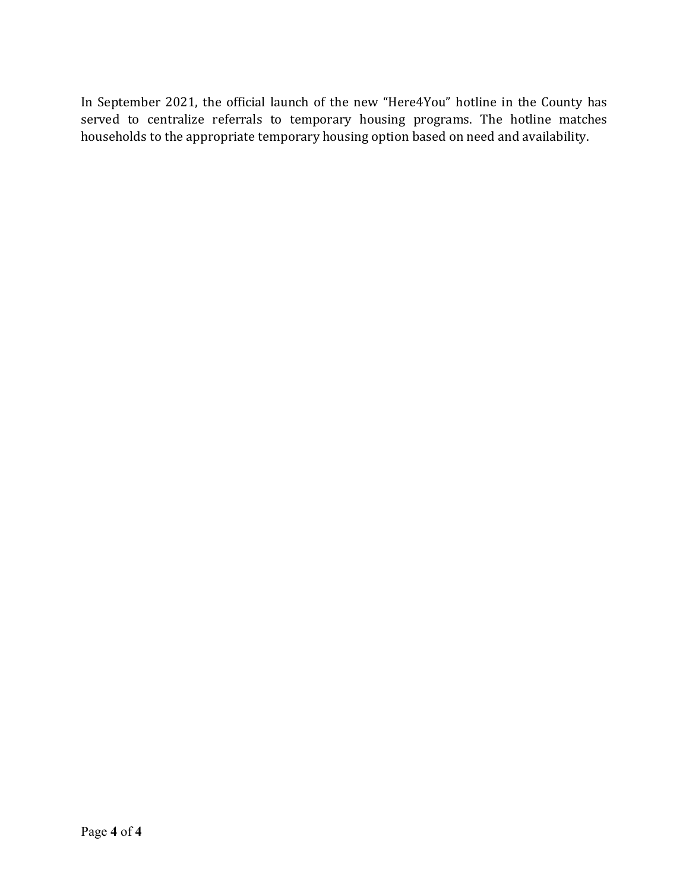In September 2021, the official launch of the new "Here4You" hotline in the County has served to centralize referrals to temporary housing programs. The hotline matches households to the appropriate temporary housing option based on need and availability.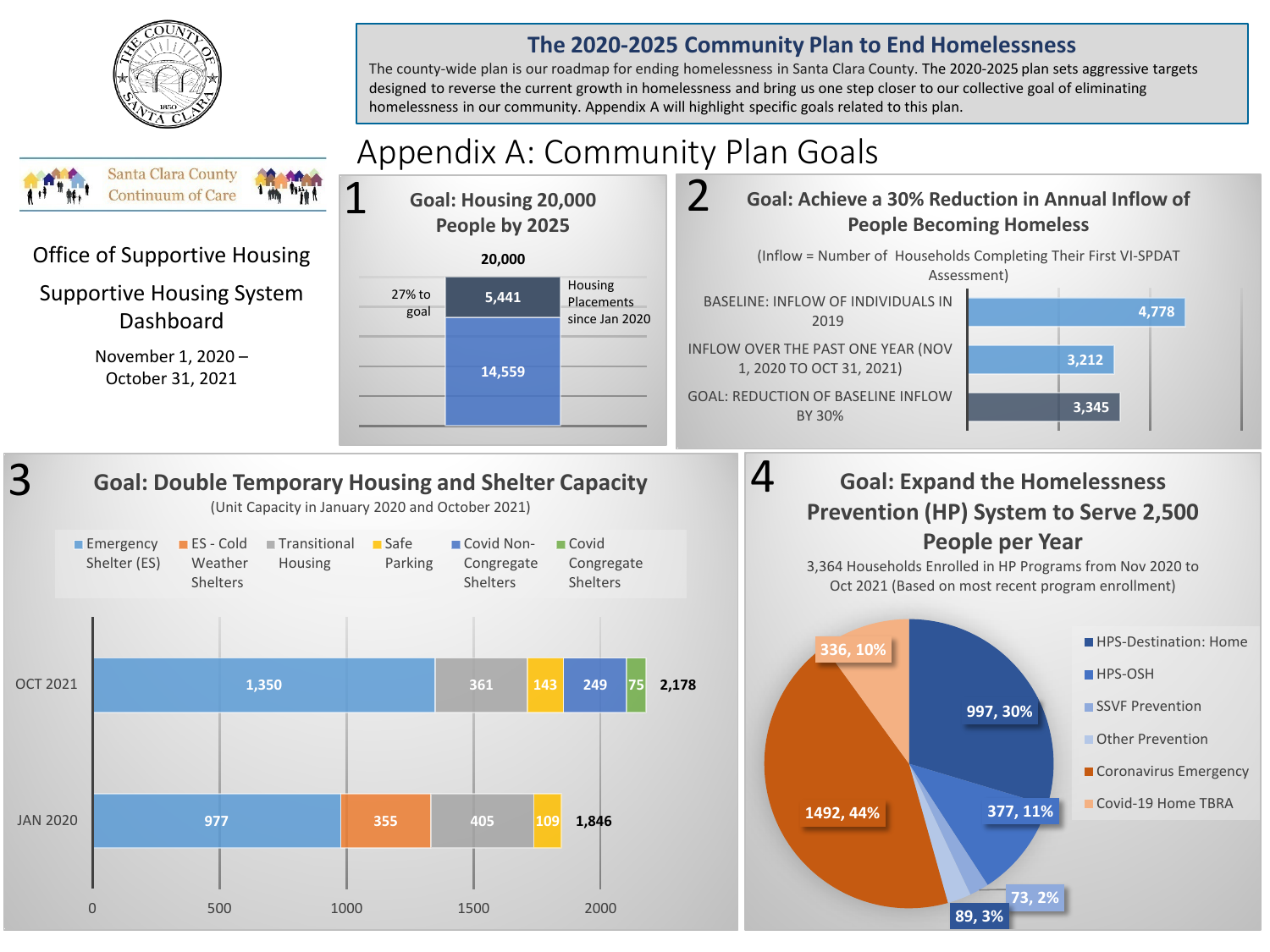Santa Clara County Continuum of Care

Office of Supportive Housing

Supportive Housing System Dashboard

November 1, 2020 – October 31, 2021

## The 2020-2025 Community Plan to End Homelessness

The county-wide plan is our roadmap for ending homelessness in Santa Clara County. The 2020-2025 plan sets aggressive targets designed to reverse the current growth in homelessness and bring us one step closer to our collective goal of eliminating homelessness in our community. Appendix A will highlight specific goals related to this plan.

# Appendix A: Community Plan Goals

## 1 Goal: Housing 20,000 People by 2025

20,000

| | Count |
|---|---|
| Housing Placements since Jan 2020 (27% to goal) | 5,441 |
| Remaining | 14,559 |

## 2 Goal: Achieve a 30% Reduction in Annual Inflow of People Becoming Homeless

(Inflow = Number of Households Completing Their First VI-SPDAT Assessment)

| Measure | Count |
|---|---|
| BASELINE: INFLOW OF INDIVIDUALS IN 2019 | 4,778 |
| INFLOW OVER THE PAST ONE YEAR (NOV 1, 2020 TO OCT 31, 2021) | 3,212 |
| GOAL: REDUCTION OF BASELINE INFLOW BY 30% | 3,345 |

## 3 Goal: Double Temporary Housing and Shelter Capacity

(Unit Capacity in January 2020 and October 2021)

| | Emergency Shelter (ES) | ES - Cold Weather Shelters | Transitional Housing | Safe Parking | Covid Non-Congregate Shelters | Covid Congregate Shelters | Total |
|---|---|---|---|---|---|---|---|
| OCT 2021 | 1,350 | | 361 | 143 | 249 | 75 | 2,178 |
| JAN 2020 | 977 | 355 | 405 | 109 | | | 1,846 |

## 4 Goal: Expand the Homelessness Prevention (HP) System to Serve 2,500 People per Year

3,364 Households Enrolled in HP Programs from Nov 2020 to Oct 2021 (Based on most recent program enrollment)

| Program | Households | Percent |
|---|---|---|
| HPS-Destination: Home | 997 | 30% |
| HPS-OSH | 377 | 11% |
| SSVF Prevention | 73 | 2% |
| Other Prevention | 89 | 3% |
| Coronavirus Emergency | 1492 | 44% |
| Covid-19 Home TBRA | 336 | 10% |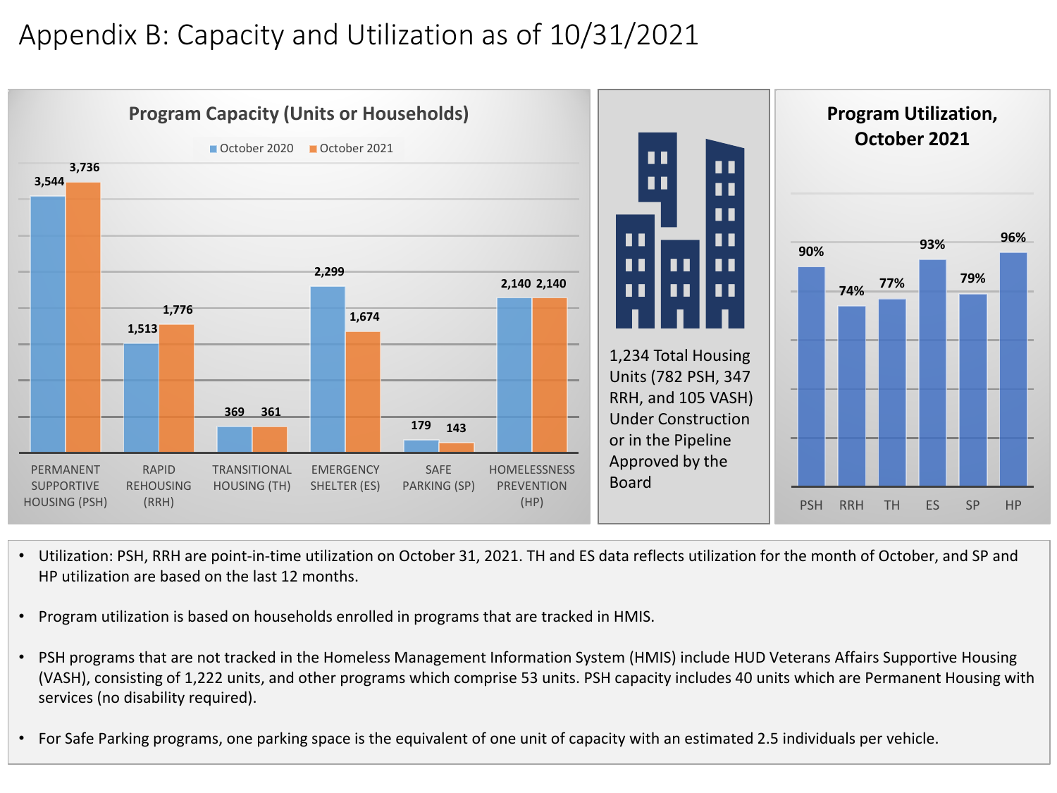# Appendix B: Capacity and Utilization as of 10/31/2021

**Program Capacity (Units or Households)**

| Program | October 2020 | October 2021 |
|---|---|---|
| PERMANENT SUPPORTIVE HOUSING (PSH) | 3,544 | 3,736 |
| RAPID REHOUSING (RRH) | 1,513 | 1,776 |
| TRANSITIONAL HOUSING (TH) | 369 | 361 |
| EMERGENCY SHELTER (ES) | 2,299 | 1,674 |
| SAFE PARKING (SP) | 179 | 143 |
| HOMELESSNESS PREVENTION (HP) | 2,140 | 2,140 |

1,234 Total Housing Units (782 PSH, 347 RRH, and 105 VASH) Under Construction or in the Pipeline Approved by the Board

**Program Utilization, October 2021**

| PSH | RRH | TH | ES | SP | HP |
|---|---|---|---|---|---|
| 90% | 74% | 77% | 93% | 79% | 96% |

- Utilization: PSH, RRH are point-in-time utilization on October 31, 2021. TH and ES data reflects utilization for the month of October, and SP and HP utilization are based on the last 12 months.
- Program utilization is based on households enrolled in programs that are tracked in HMIS.
- PSH programs that are not tracked in the Homeless Management Information System (HMIS) include HUD Veterans Affairs Supportive Housing (VASH), consisting of 1,222 units, and other programs which comprise 53 units. PSH capacity includes 40 units which are Permanent Housing with services (no disability required).
- For Safe Parking programs, one parking space is the equivalent of one unit of capacity with an estimated 2.5 individuals per vehicle.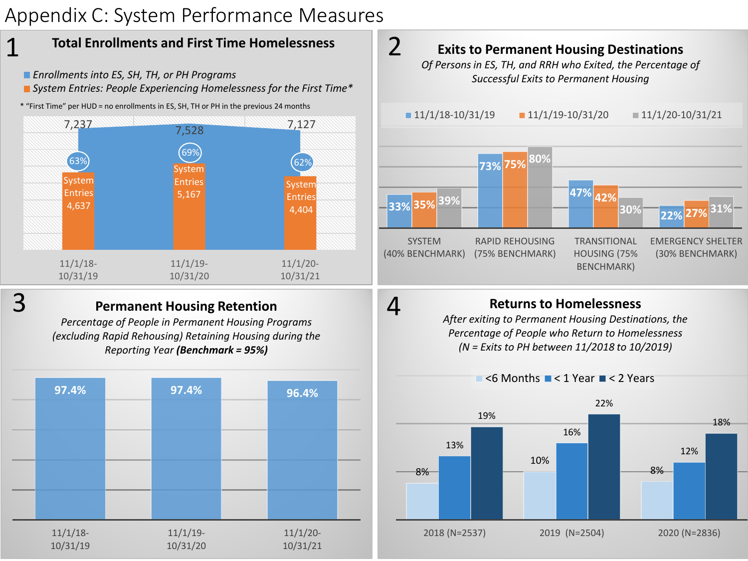# Appendix C: System Performance Measures

## 1 Total Enrollments and First Time Homelessness

- Enrollments into ES, SH, TH, or PH Programs
- System Entries: People Experiencing Homelessness for the First Time*

\* "First Time" per HUD = no enrollments in ES, SH, TH or PH in the previous 24 months

| Period | Enrollments into ES, SH, TH, or PH Programs | System Entries | % |
|---|---|---|---|
| 11/1/18-10/31/19 | 7,237 | 4,637 | 63% |
| 11/1/19-10/31/20 | 7,528 | 5,167 | 69% |
| 11/1/20-10/31/21 | 7,127 | 4,404 | 62% |

## 2 Exits to Permanent Housing Destinations

*Of Persons in ES, TH, and RRH who Exited, the Percentage of Successful Exits to Permanent Housing*

| | 11/1/18-10/31/19 | 11/1/19-10/31/20 | 11/1/20-10/31/21 |
|---|---|---|---|
| SYSTEM (40% BENCHMARK) | 33% | 35% | 39% |
| RAPID REHOUSING (75% BENCHMARK) | 73% | 75% | 80% |
| TRANSITIONAL HOUSING (75% BENCHMARK) | 47% | 42% | 30% |
| EMERGENCY SHELTER (30% BENCHMARK) | 22% | 27% | 31% |

## 3 Permanent Housing Retention

*Percentage of People in Permanent Housing Programs (excluding Rapid Rehousing) Retaining Housing during the Reporting Year* ***(Benchmark = 95%)***

| Period | Retention |
|---|---|
| 11/1/18-10/31/19 | 97.4% |
| 11/1/19-10/31/20 | 97.4% |
| 11/1/20-10/31/21 | 96.4% |

## 4 Returns to Homelessness

*After exiting to Permanent Housing Destinations, the Percentage of People who Return to Homelessness (N = Exits to PH between 11/2018 to 10/2019)*

| | <6 Months | < 1 Year | < 2 Years |
|---|---|---|---|
| 2018 (N=2537) | 8% | 13% | 19% |
| 2019 (N=2504) | 10% | 16% | 22% |
| 2020 (N=2836) | 8% | 12% | 18% |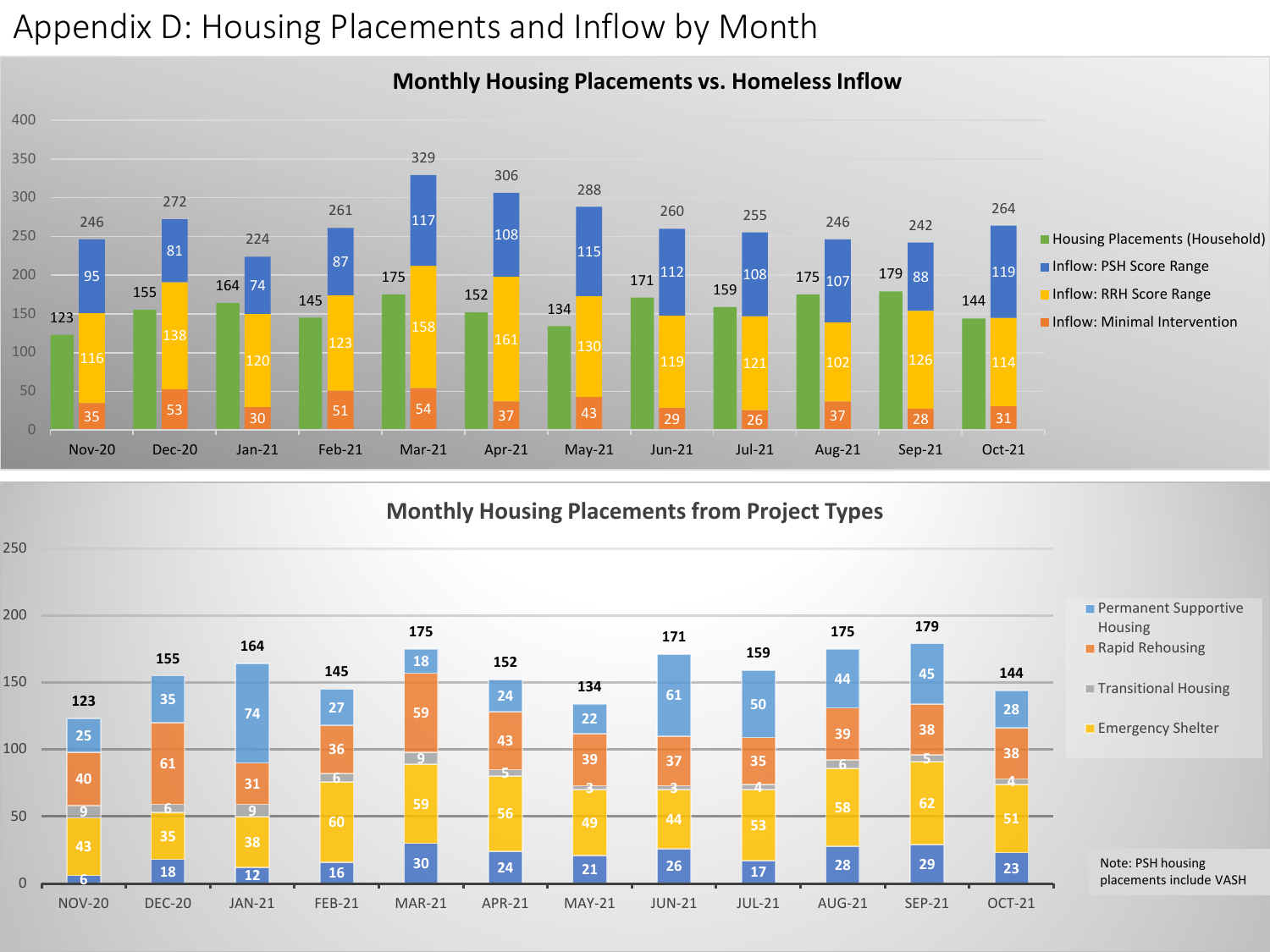# Appendix D: Housing Placements and Inflow by Month

## Monthly Housing Placements vs. Homeless Inflow

| Month | Housing Placements (Household) | Inflow: PSH Score Range | Inflow: RRH Score Range | Inflow: Minimal Intervention | Total Inflow |
|---|---|---|---|---|---|
| Nov-20 | 123 | 95 | 116 | 35 | 246 |
| Dec-20 | 155 | 81 | 138 | 53 | 272 |
| Jan-21 | 164 | 74 | 120 | 30 | 224 |
| Feb-21 | 145 | 87 | 123 | 51 | 261 |
| Mar-21 | 175 | 117 | 158 | 54 | 329 |
| Apr-21 | 152 | 108 | 161 | 37 | 306 |
| May-21 | 134 | 115 | 130 | 43 | 288 |
| Jun-21 | 171 | 112 | 119 | 29 | 260 |
| Jul-21 | 159 | 108 | 121 | 26 | 255 |
| Aug-21 | 175 | 107 | 102 | 37 | 246 |
| Sep-21 | 179 | 88 | 126 | 28 | 242 |
| Oct-21 | 144 | 119 | 114 | 31 | 264 |

## Monthly Housing Placements from Project Types

| Month | Permanent Supportive Housing | Rapid Rehousing | Transitional Housing | Emergency Shelter | Other (unlabeled) | Total |
|---|---|---|---|---|---|---|
| NOV-20 | 25 | 40 | 9 | 43 | 6 | 123 |
| DEC-20 | 35 | 61 | 6 | 35 | 18 | 155 |
| JAN-21 | 74 | 31 | 9 | 38 | 12 | 164 |
| FEB-21 | 27 | 36 | 6 | 60 | 16 | 145 |
| MAR-21 | 18 | 59 | 9 | 59 | 30 | 175 |
| APR-21 | 24 | 43 | 5 | 56 | 24 | 152 |
| MAY-21 | 22 | 39 | 3 | 49 | 21 | 134 |
| JUN-21 | 61 | 37 | 3 | 44 | 26 | 171 |
| JUL-21 | 50 | 35 | 4 | 53 | 17 | 159 |
| AUG-21 | 44 | 39 | 6 | 58 | 28 | 175 |
| SEP-21 | 45 | 38 | 5 | 62 | 29 | 179 |
| OCT-21 | 28 | 38 | 4 | 51 | 23 | 144 |

Note: PSH housing placements include VASH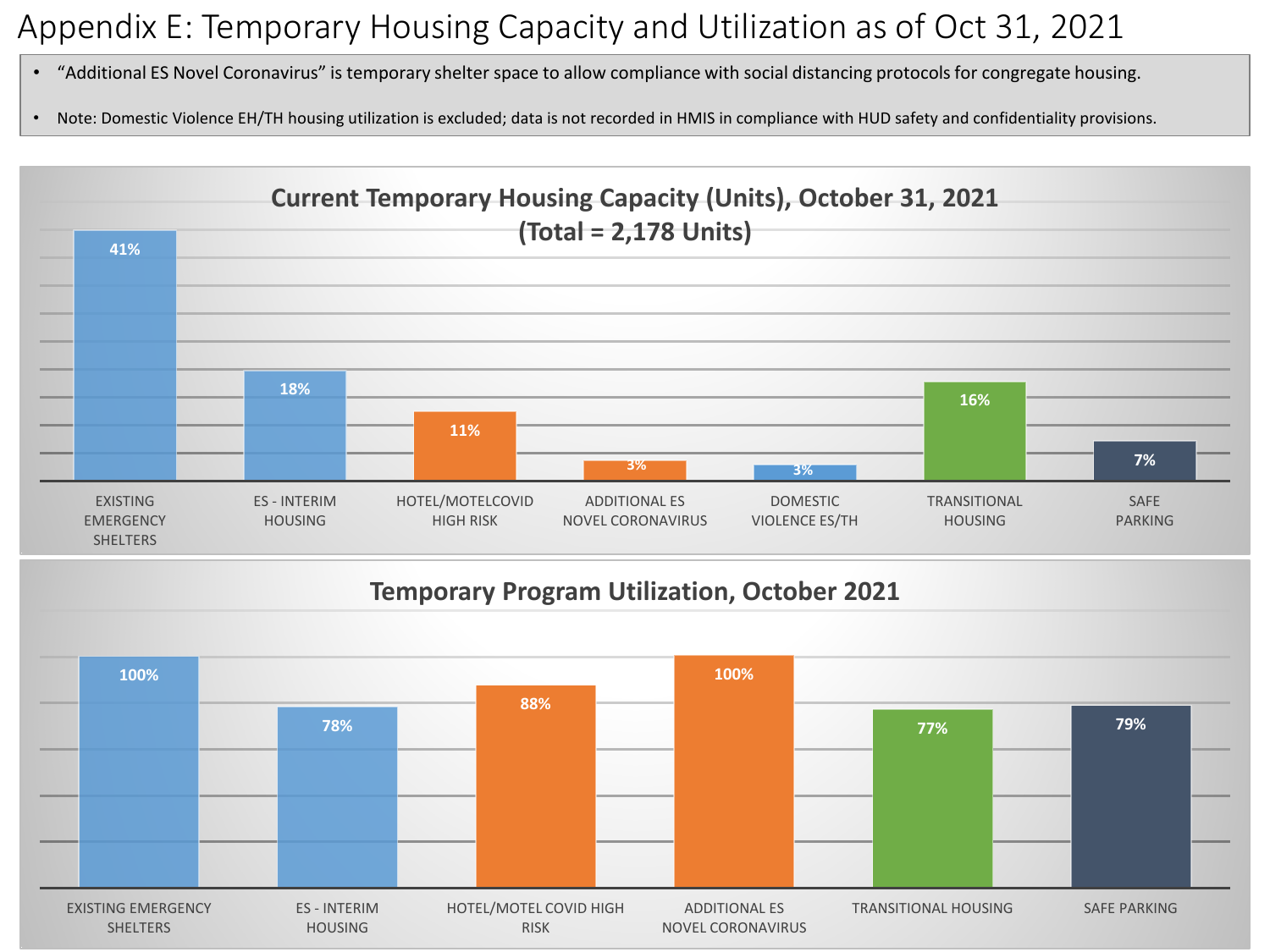# Appendix E: Temporary Housing Capacity and Utilization as of Oct 31, 2021

- "Additional ES Novel Coronavirus" is temporary shelter space to allow compliance with social distancing protocols for congregate housing.
- Note: Domestic Violence EH/TH housing utilization is excluded; data is not recorded in HMIS in compliance with HUD safety and confidentiality provisions.

## Current Temporary Housing Capacity (Units), October 31, 2021 (Total = 2,178 Units)

| Category | Share |
|---|---|
| Existing Emergency Shelters | 41% |
| ES - Interim Housing | 18% |
| Hotel/Motel COVID High Risk | 11% |
| Additional ES Novel Coronavirus | 3% |
| Domestic Violence ES/TH | 3% |
| Transitional Housing | 16% |
| Safe Parking | 7% |

## Temporary Program Utilization, October 2021

| Category | Utilization |
|---|---|
| Existing Emergency Shelters | 100% |
| ES - Interim Housing | 78% |
| Hotel/Motel COVID High Risk | 88% |
| Additional ES Novel Coronavirus | 100% |
| Transitional Housing | 77% |
| Safe Parking | 79% |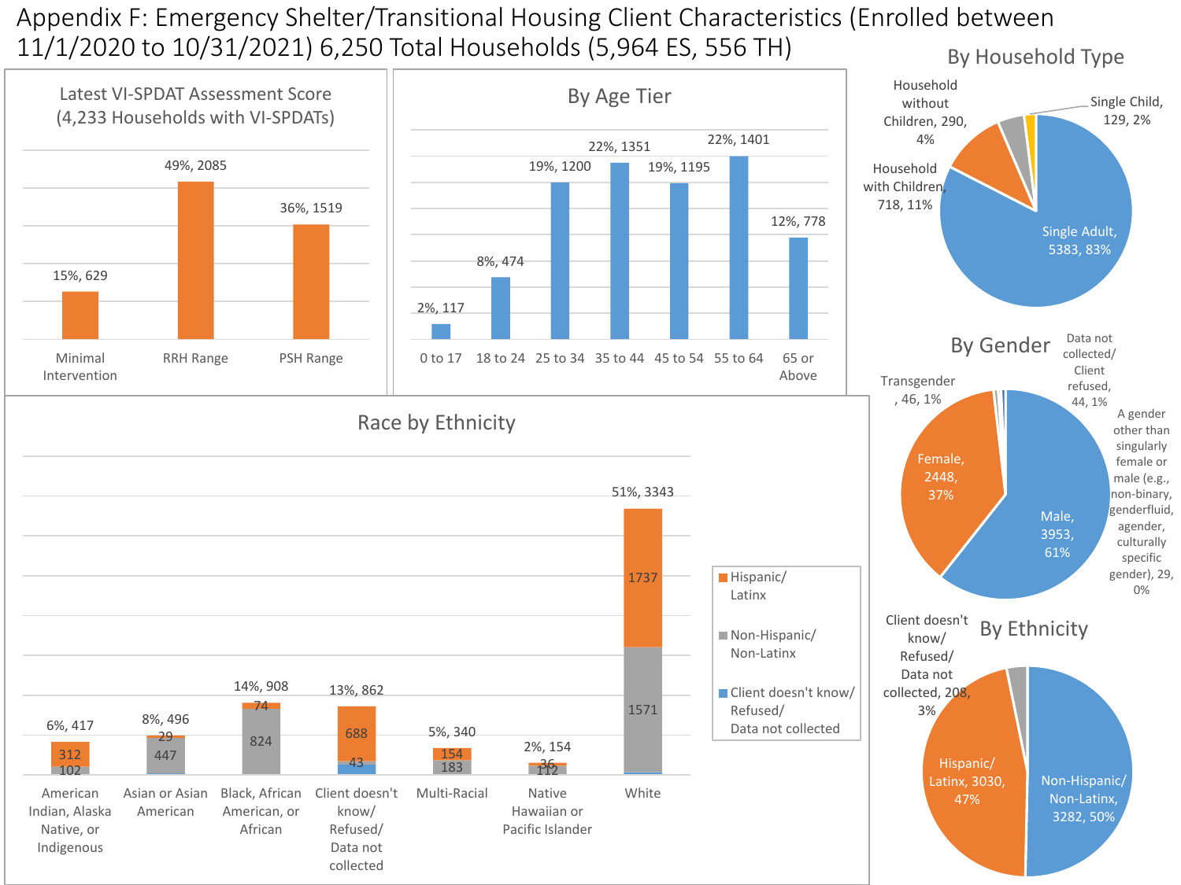# Appendix F: Emergency Shelter/Transitional Housing Client Characteristics (Enrolled between 11/1/2020 to 10/31/2021) 6,250 Total Households (5,964 ES, 556 TH)

### Latest VI-SPDAT Assessment Score (4,233 Households with VI-SPDATs)

Minimal Intervention: 15%, 629
RRH Range: 49%, 2085
PSH Range: 36%, 1519

### By Age Tier

0 to 17: 2%, 117
18 to 24: 8%, 474
25 to 34: 19%, 1200
35 to 44: 22%, 1351
45 to 54: 19%, 1195
55 to 64: 22%, 1401
65 or Above: 12%, 778

### By Household Type

Single Adult, 5383, 83%
Household with Children, 718, 11%
Household without Children, 290, 4%
Single Child, 129, 2%

### Race by Ethnicity

American Indian, Alaska Native, or Indigenous: 6%, 417 (312, 102)
Asian or Asian American: 8%, 496 (29, 447)
Black, African American, or African: 14%, 908 (74, 824)
Client doesn't know/ Refused/ Data not collected: 13%, 862 (688, 43)
Multi-Racial: 5%, 340 (154, 183)
Native Hawaiian or Pacific Islander: 2%, 154 (36, 112)
White: 51%, 3343 (1737, 1571)

Legend: Hispanic/ Latinx; Non-Hispanic/ Non-Latinx; Client doesn't know/ Refused/ Data not collected

### By Gender

Male, 3953, 61%
Female, 2448, 37%
Transgender, 46, 1%
Data not collected/ Client refused, 44, 1%
A gender other than singularly female or male (e.g., non-binary, genderfluid, agender, culturally specific gender), 29, 0%

### By Ethnicity

Non-Hispanic/ Non-Latinx, 3282, 50%
Hispanic/ Latinx, 3030, 47%
Client doesn't know/ Refused/ Data not collected, 208, 3%